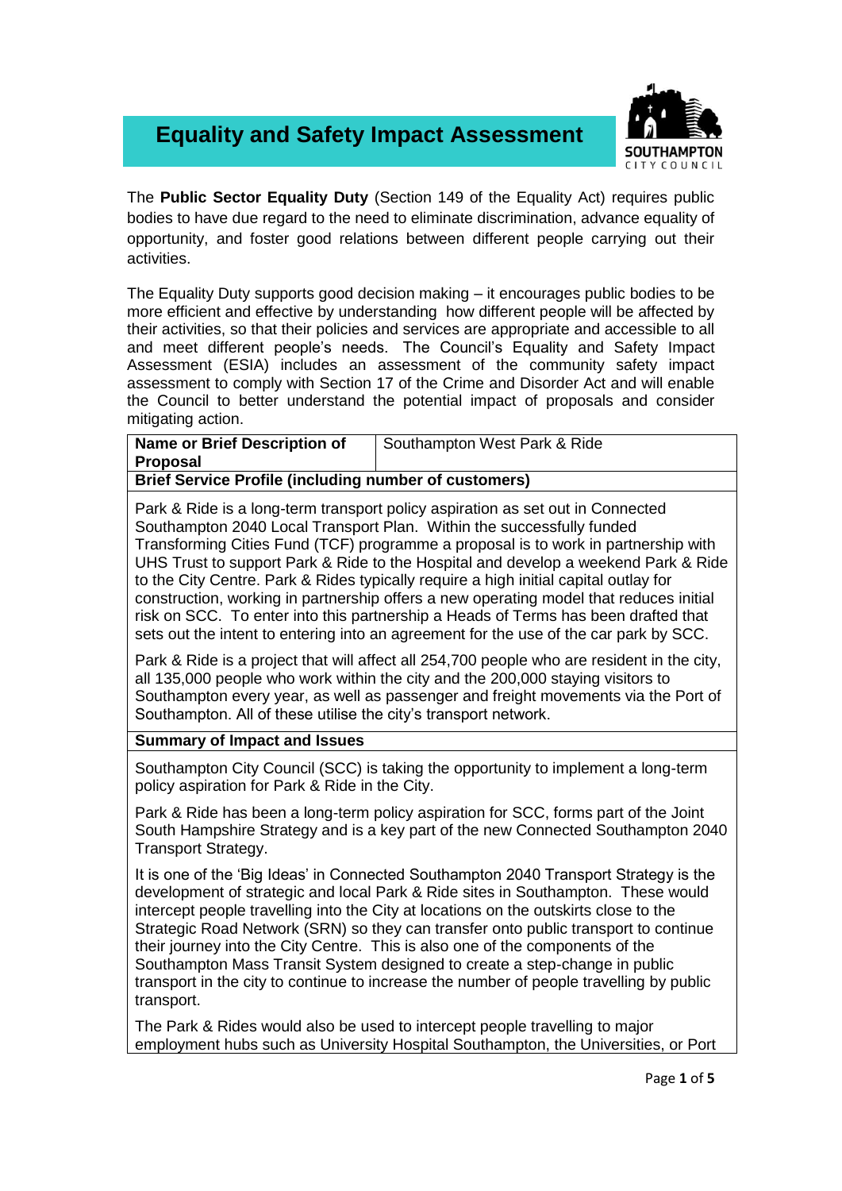# Equality and Safety Impact Assessment

The **Public Sector Equality Duty** (Section 149 of the Equality Act) requires public bodies to have due regard to the need to eliminate discrimination, advance equality of opportunity, and foster good relations between different people carrying out their activities.

The Equality Duty supports good decision making – it encourages public bodies to be more efficient and effective by understanding how different people will be affected by their activities, so that their policies and services are appropriate and accessible to all and meet different people's needs. The Council's Equality and Safety Impact Assessment (ESIA) includes an assessment of the community safety impact assessment to comply with Section 17 of the Crime and Disorder Act and will enable the Council to better understand the potential impact of proposals and consider mitigating action.

| **Name or Brief Description of Proposal** | Southampton West Park & Ride |
|---|---|
| **Brief Service Profile (including number of customers)** | |
| Park & Ride is a long-term transport policy aspiration as set out in Connected Southampton 2040 Local Transport Plan. Within the successfully funded Transforming Cities Fund (TCF) programme a proposal is to work in partnership with UHS Trust to support Park & Ride to the Hospital and develop a weekend Park & Ride to the City Centre. Park & Rides typically require a high initial capital outlay for construction, working in partnership offers a new operating model that reduces initial risk on SCC. To enter into this partnership a Heads of Terms has been drafted that sets out the intent to entering into an agreement for the use of the car park by SCC.<br><br>Park & Ride is a project that will affect all 254,700 people who are resident in the city, all 135,000 people who work within the city and the 200,000 staying visitors to Southampton every year, as well as passenger and freight movements via the Port of Southampton. All of these utilise the city's transport network. | |
| **Summary of Impact and Issues** | |
| Southampton City Council (SCC) is taking the opportunity to implement a long-term policy aspiration for Park & Ride in the City.<br><br>Park & Ride has been a long-term policy aspiration for SCC, forms part of the Joint South Hampshire Strategy and is a key part of the new Connected Southampton 2040 Transport Strategy.<br><br>It is one of the 'Big Ideas' in Connected Southampton 2040 Transport Strategy is the development of strategic and local Park & Ride sites in Southampton. These would intercept people travelling into the City at locations on the outskirts close to the Strategic Road Network (SRN) so they can transfer onto public transport to continue their journey into the City Centre. This is also one of the components of the Southampton Mass Transit System designed to create a step-change in public transport in the city to continue to increase the number of people travelling by public transport.<br><br>The Park & Rides would also be used to intercept people travelling to major employment hubs such as University Hospital Southampton, the Universities, or Port | |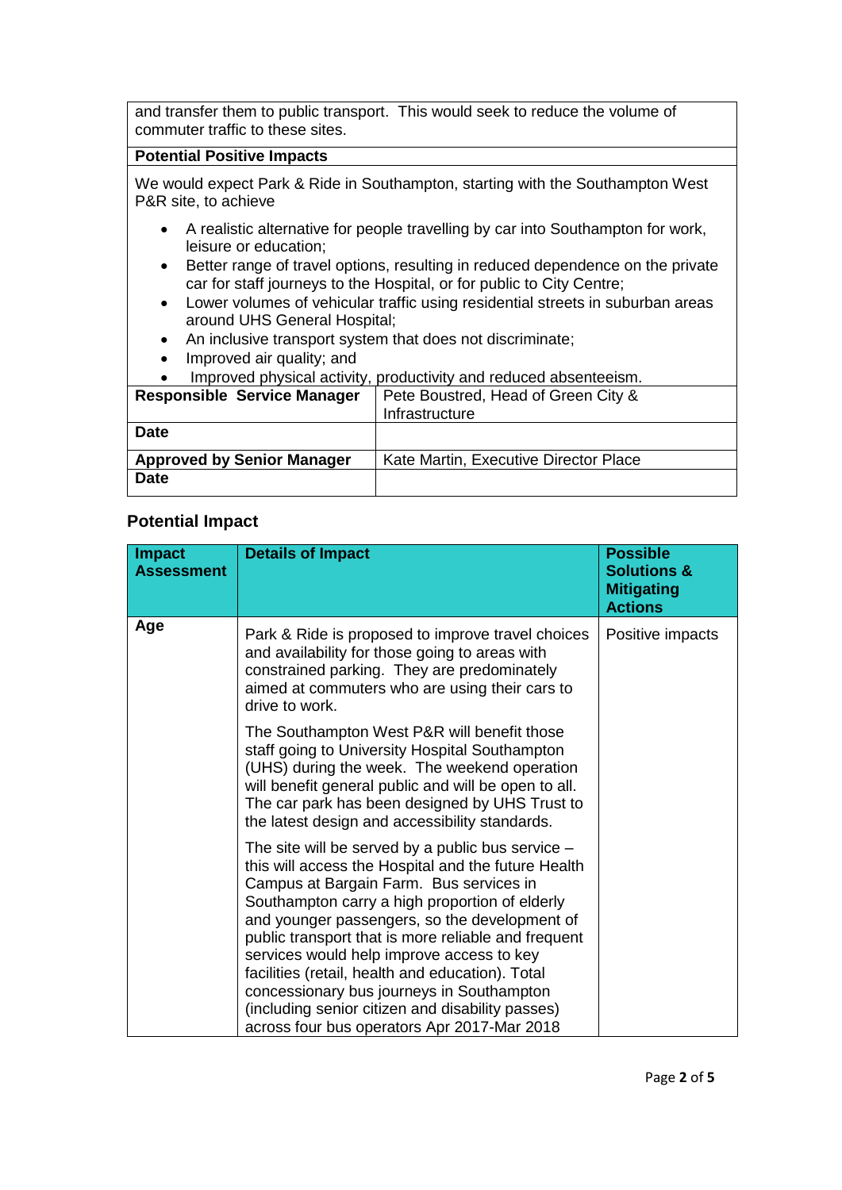| and transfer them to public transport. This would seek to reduce the volume of commuter traffic to these sites. | |
|---|---|
| **Potential Positive Impacts** | |
| We would expect Park & Ride in Southampton, starting with the Southampton West P&R site, to achieve<br>• A realistic alternative for people travelling by car into Southampton for work, leisure or education;<br>• Better range of travel options, resulting in reduced dependence on the private car for staff journeys to the Hospital, or for public to City Centre;<br>• Lower volumes of vehicular traffic using residential streets in suburban areas around UHS General Hospital;<br>• An inclusive transport system that does not discriminate;<br>• Improved air quality; and<br>• Improved physical activity, productivity and reduced absenteeism. | |
| **Responsible Service Manager** | Pete Boustred, Head of Green City & Infrastructure |
| **Date** | |
| **Approved by Senior Manager** | Kate Martin, Executive Director Place |
| **Date** | |

## Potential Impact

| Impact Assessment | Details of Impact | Possible Solutions & Mitigating Actions |
|---|---|---|
| **Age** | Park & Ride is proposed to improve travel choices and availability for those going to areas with constrained parking. They are predominately aimed at commuters who are using their cars to drive to work.<br><br>The Southampton West P&R will benefit those staff going to University Hospital Southampton (UHS) during the week. The weekend operation will benefit general public and will be open to all. The car park has been designed by UHS Trust to the latest design and accessibility standards.<br><br>The site will be served by a public bus service – this will access the Hospital and the future Health Campus at Bargain Farm. Bus services in Southampton carry a high proportion of elderly and younger passengers, so the development of public transport that is more reliable and frequent services would help improve access to key facilities (retail, health and education). Total concessionary bus journeys in Southampton (including senior citizen and disability passes) across four bus operators Apr 2017-Mar 2018 | Positive impacts |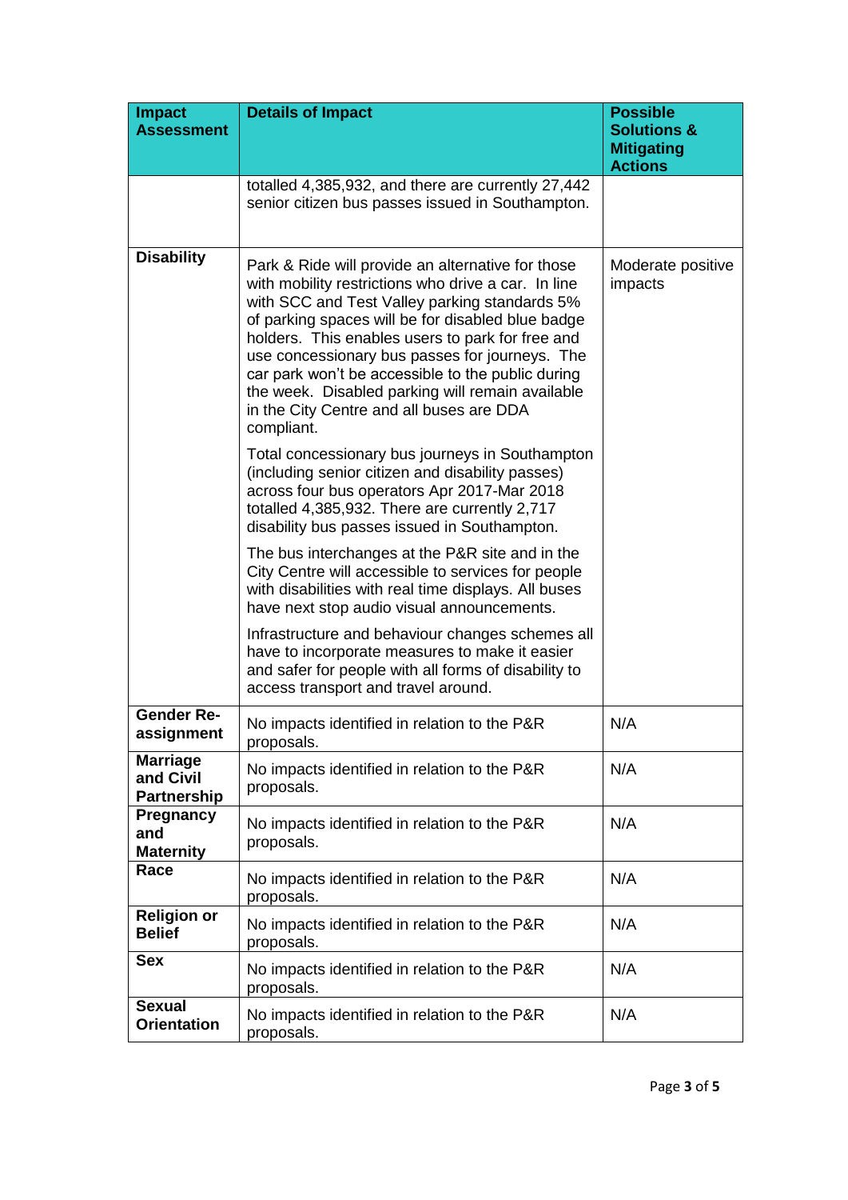| Impact Assessment | Details of Impact | Possible Solutions & Mitigating Actions |
|---|---|---|
| | totalled 4,385,932, and there are currently 27,442 senior citizen bus passes issued in Southampton. | |
| **Disability** | Park & Ride will provide an alternative for those with mobility restrictions who drive a car. In line with SCC and Test Valley parking standards 5% of parking spaces will be for disabled blue badge holders. This enables users to park for free and use concessionary bus passes for journeys. The car park won't be accessible to the public during the week. Disabled parking will remain available in the City Centre and all buses are DDA compliant.<br><br>Total concessionary bus journeys in Southampton (including senior citizen and disability passes) across four bus operators Apr 2017-Mar 2018 totalled 4,385,932. There are currently 2,717 disability bus passes issued in Southampton.<br><br>The bus interchanges at the P&R site and in the City Centre will accessible to services for people with disabilities with real time displays. All buses have next stop audio visual announcements.<br><br>Infrastructure and behaviour changes schemes all have to incorporate measures to make it easier and safer for people with all forms of disability to access transport and travel around. | Moderate positive impacts |
| **Gender Re-assignment** | No impacts identified in relation to the P&R proposals. | N/A |
| **Marriage and Civil Partnership** | No impacts identified in relation to the P&R proposals. | N/A |
| **Pregnancy and Maternity** | No impacts identified in relation to the P&R proposals. | N/A |
| **Race** | No impacts identified in relation to the P&R proposals. | N/A |
| **Religion or Belief** | No impacts identified in relation to the P&R proposals. | N/A |
| **Sex** | No impacts identified in relation to the P&R proposals. | N/A |
| **Sexual Orientation** | No impacts identified in relation to the P&R proposals. | N/A |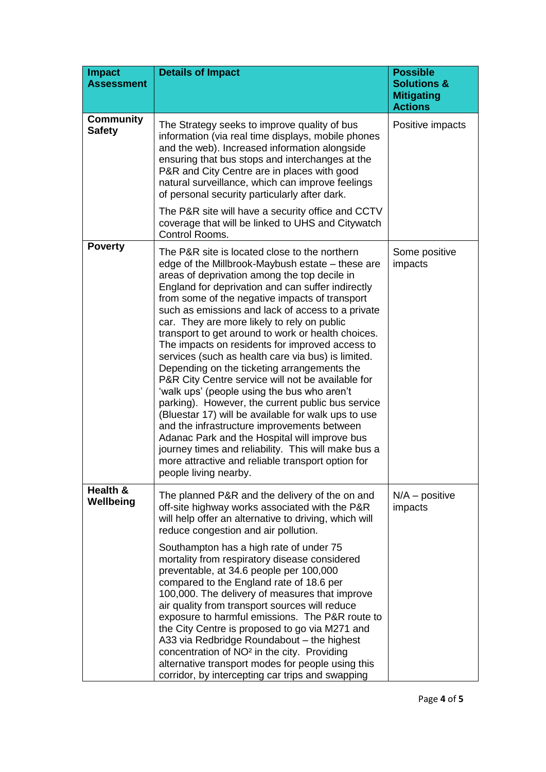| Impact Assessment | Details of Impact | Possible Solutions & Mitigating Actions |
|---|---|---|
| **Community Safety** | The Strategy seeks to improve quality of bus information (via real time displays, mobile phones and the web). Increased information alongside ensuring that bus stops and interchanges at the P&R and City Centre are in places with good natural surveillance, which can improve feelings of personal security particularly after dark.<br><br>The P&R site will have a security office and CCTV coverage that will be linked to UHS and Citywatch Control Rooms. | Positive impacts |
| **Poverty** | The P&R site is located close to the northern edge of the Millbrook-Maybush estate – these are areas of deprivation among the top decile in England for deprivation and can suffer indirectly from some of the negative impacts of transport such as emissions and lack of access to a private car. They are more likely to rely on public transport to get around to work or health choices. The impacts on residents for improved access to services (such as health care via bus) is limited. Depending on the ticketing arrangements the P&R City Centre service will not be available for 'walk ups' (people using the bus who aren't parking). However, the current public bus service (Bluestar 17) will be available for walk ups to use and the infrastructure improvements between Adanac Park and the Hospital will improve bus journey times and reliability. This will make bus a more attractive and reliable transport option for people living nearby. | Some positive impacts |
| **Health & Wellbeing** | The planned P&R and the delivery of the on and off-site highway works associated with the P&R will help offer an alternative to driving, which will reduce congestion and air pollution.<br><br>Southampton has a high rate of under 75 mortality from respiratory disease considered preventable, at 34.6 people per 100,000 compared to the England rate of 18.6 per 100,000. The delivery of measures that improve air quality from transport sources will reduce exposure to harmful emissions. The P&R route to the City Centre is proposed to go via M271 and A33 via Redbridge Roundabout – the highest concentration of $NO^2$ in the city. Providing alternative transport modes for people using this corridor, by intercepting car trips and swapping | N/A – positive impacts |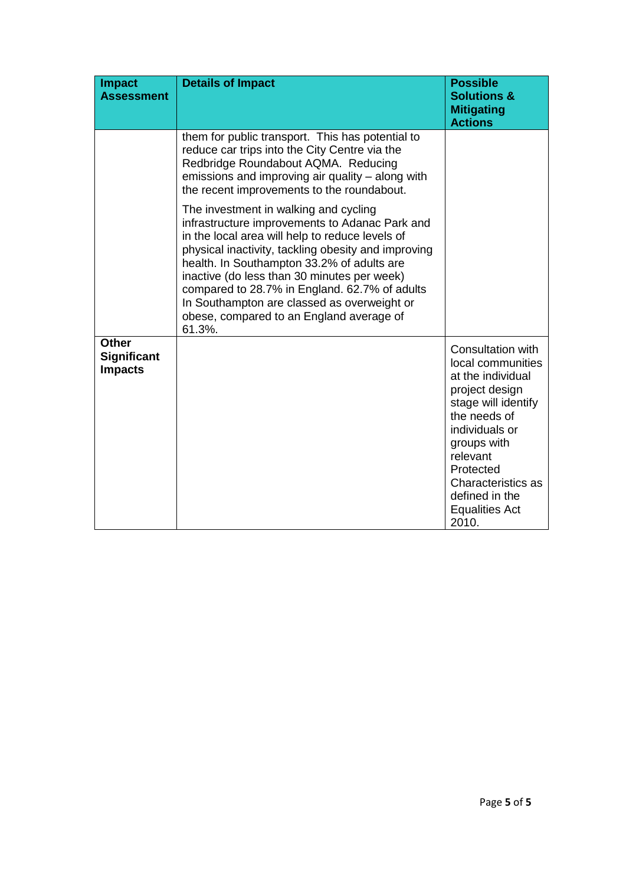| Impact Assessment | Details of Impact | Possible Solutions & Mitigating Actions |
|---|---|---|
| | them for public transport. This has potential to reduce car trips into the City Centre via the Redbridge Roundabout AQMA. Reducing emissions and improving air quality – along with the recent improvements to the roundabout.<br><br>The investment in walking and cycling infrastructure improvements to Adanac Park and in the local area will help to reduce levels of physical inactivity, tackling obesity and improving health. In Southampton 33.2% of adults are inactive (do less than 30 minutes per week) compared to 28.7% in England. 62.7% of adults In Southampton are classed as overweight or obese, compared to an England average of 61.3%. | |
| **Other Significant Impacts** | | Consultation with local communities at the individual project design stage will identify the needs of individuals or groups with relevant Protected Characteristics as defined in the Equalities Act 2010. |